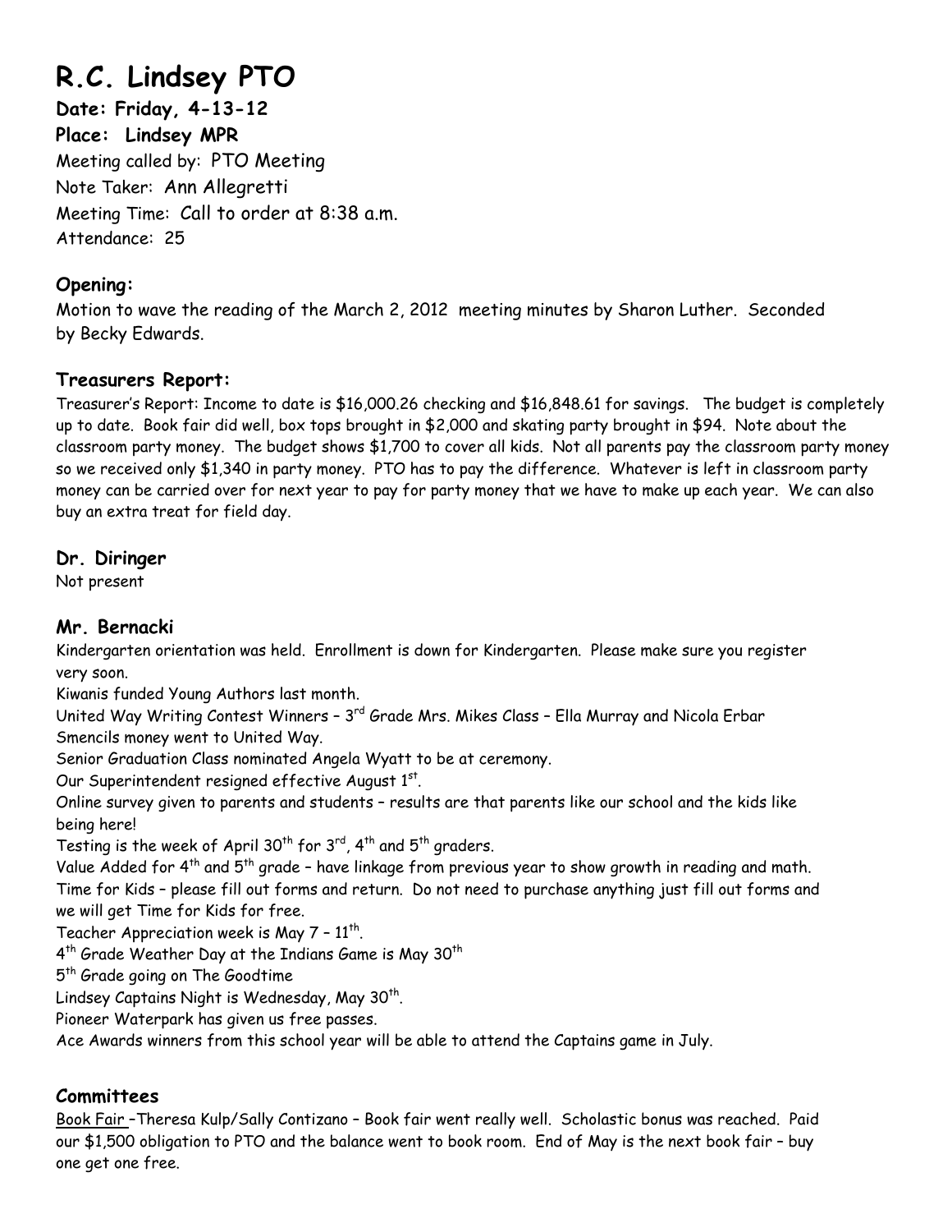# R.C. Lindsey PTO

**Date: Friday, 4-13-12**
**Place: Lindsey MPR**
Meeting called by: PTO Meeting
Note Taker: Ann Allegretti
Meeting Time: Call to order at 8:38 a.m.
Attendance: 25

### Opening:

Motion to wave the reading of the March 2, 2012 meeting minutes by Sharon Luther. Seconded by Becky Edwards.

### Treasurers Report:

Treasurer's Report: Income to date is $16,000.26 checking and $16,848.61 for savings. The budget is completely up to date. Book fair did well, box tops brought in $2,000 and skating party brought in $94. Note about the classroom party money. The budget shows $1,700 to cover all kids. Not all parents pay the classroom party money so we received only $1,340 in party money. PTO has to pay the difference. Whatever is left in classroom party money can be carried over for next year to pay for party money that we have to make up each year. We can also buy an extra treat for field day.

### Dr. Diringer

Not present

### Mr. Bernacki

Kindergarten orientation was held. Enrollment is down for Kindergarten. Please make sure you register very soon.
Kiwanis funded Young Authors last month.
United Way Writing Contest Winners – 3rd Grade Mrs. Mikes Class – Ella Murray and Nicola Erbar
Smencils money went to United Way.
Senior Graduation Class nominated Angela Wyatt to be at ceremony.
Our Superintendent resigned effective August 1st.
Online survey given to parents and students – results are that parents like our school and the kids like being here!
Testing is the week of April 30th for 3rd, 4th and 5th graders.
Value Added for 4th and 5th grade – have linkage from previous year to show growth in reading and math.
Time for Kids – please fill out forms and return. Do not need to purchase anything just fill out forms and we will get Time for Kids for free.
Teacher Appreciation week is May 7 – 11th.
4th Grade Weather Day at the Indians Game is May 30th
5th Grade going on The Goodtime
Lindsey Captains Night is Wednesday, May 30th.
Pioneer Waterpark has given us free passes.
Ace Awards winners from this school year will be able to attend the Captains game in July.

### Committees

Book Fair –Theresa Kulp/Sally Contizano – Book fair went really well. Scholastic bonus was reached. Paid our $1,500 obligation to PTO and the balance went to book room. End of May is the next book fair – buy one get one free.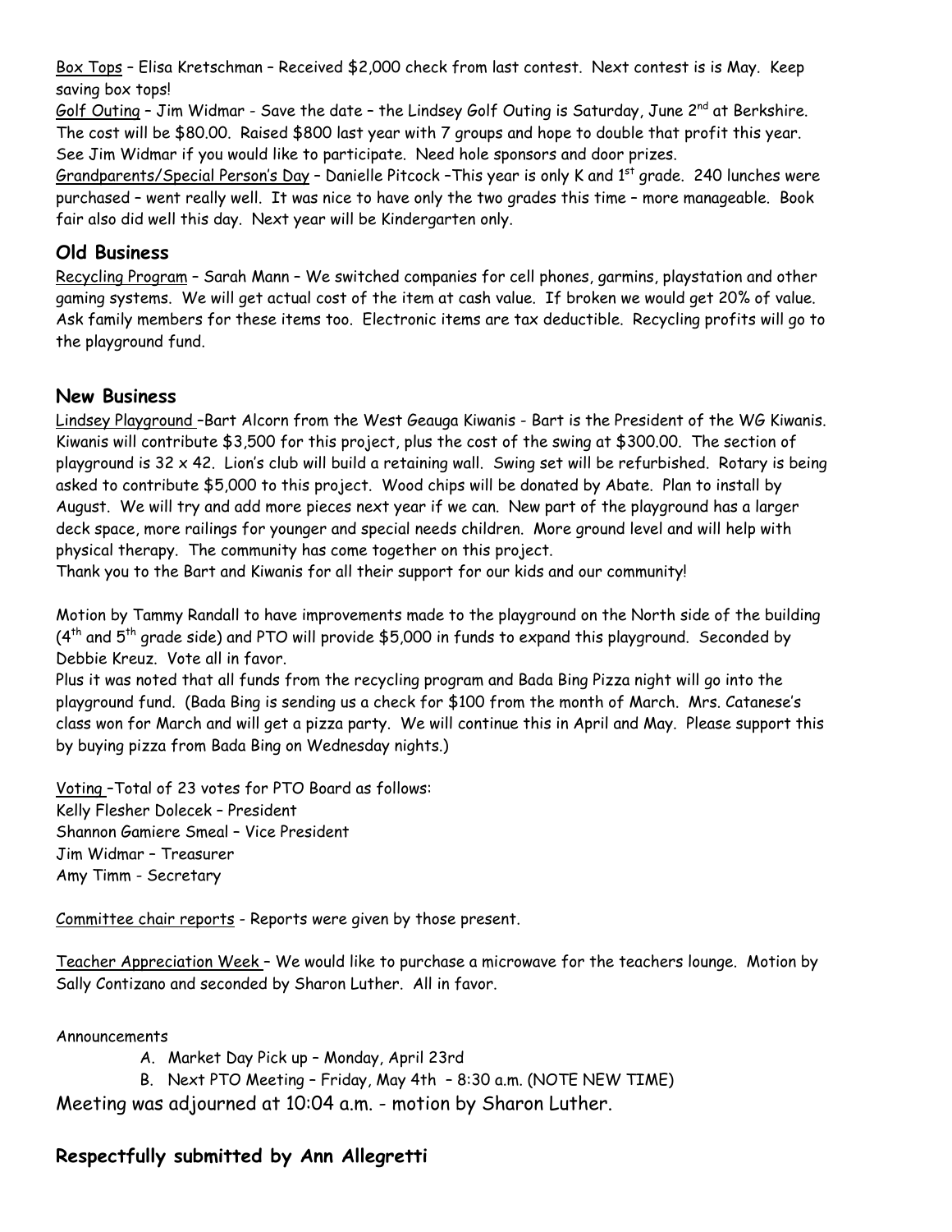Box Tops – Elisa Kretschman – Received $2,000 check from last contest. Next contest is is May. Keep saving box tops!

Golf Outing – Jim Widmar - Save the date – the Lindsey Golf Outing is Saturday, June 2nd at Berkshire. The cost will be $80.00. Raised $800 last year with 7 groups and hope to double that profit this year. See Jim Widmar if you would like to participate. Need hole sponsors and door prizes.

Grandparents/Special Person's Day – Danielle Pitcock –This year is only K and 1st grade. 240 lunches were purchased – went really well. It was nice to have only the two grades this time – more manageable. Book fair also did well this day. Next year will be Kindergarten only.

## Old Business

Recycling Program – Sarah Mann – We switched companies for cell phones, garmins, playstation and other gaming systems. We will get actual cost of the item at cash value. If broken we would get 20% of value. Ask family members for these items too. Electronic items are tax deductible. Recycling profits will go to the playground fund.

## New Business

Lindsey Playground –Bart Alcorn from the West Geauga Kiwanis - Bart is the President of the WG Kiwanis. Kiwanis will contribute $3,500 for this project, plus the cost of the swing at $300.00. The section of playground is 32 x 42. Lion's club will build a retaining wall. Swing set will be refurbished. Rotary is being asked to contribute $5,000 to this project. Wood chips will be donated by Abate. Plan to install by August. We will try and add more pieces next year if we can. New part of the playground has a larger deck space, more railings for younger and special needs children. More ground level and will help with physical therapy. The community has come together on this project.

Thank you to the Bart and Kiwanis for all their support for our kids and our community!

Motion by Tammy Randall to have improvements made to the playground on the North side of the building (4th and 5th grade side) and PTO will provide $5,000 in funds to expand this playground. Seconded by Debbie Kreuz. Vote all in favor.

Plus it was noted that all funds from the recycling program and Bada Bing Pizza night will go into the playground fund. (Bada Bing is sending us a check for $100 from the month of March. Mrs. Catanese's class won for March and will get a pizza party. We will continue this in April and May. Please support this by buying pizza from Bada Bing on Wednesday nights.)

Voting –Total of 23 votes for PTO Board as follows:
Kelly Flesher Dolecek – President
Shannon Gamiere Smeal – Vice President
Jim Widmar – Treasurer
Amy Timm - Secretary

Committee chair reports - Reports were given by those present.

Teacher Appreciation Week – We would like to purchase a microwave for the teachers lounge. Motion by Sally Contizano and seconded by Sharon Luther. All in favor.

Announcements

A. Market Day Pick up – Monday, April 23rd
B. Next PTO Meeting – Friday, May 4th – 8:30 a.m. (NOTE NEW TIME)

Meeting was adjourned at 10:04 a.m. - motion by Sharon Luther.

**Respectfully submitted by Ann Allegretti**